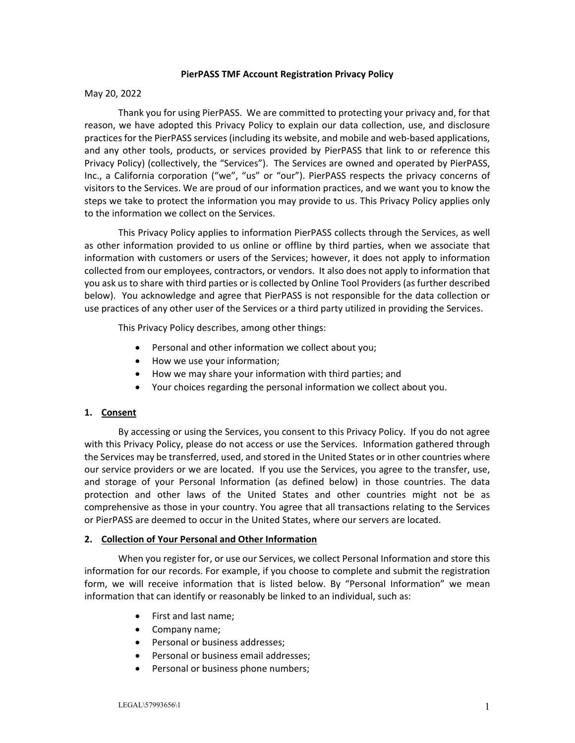**PierPASS TMF Account Registration Privacy Policy**

May 20, 2022

Thank you for using PierPASS. We are committed to protecting your privacy and, for that reason, we have adopted this Privacy Policy to explain our data collection, use, and disclosure practices for the PierPASS services (including its website, and mobile and web-based applications, and any other tools, products, or services provided by PierPASS that link to or reference this Privacy Policy) (collectively, the "Services"). The Services are owned and operated by PierPASS, Inc., a California corporation ("we", "us" or "our"). PierPASS respects the privacy concerns of visitors to the Services. We are proud of our information practices, and we want you to know the steps we take to protect the information you may provide to us. This Privacy Policy applies only to the information we collect on the Services.

This Privacy Policy applies to information PierPASS collects through the Services, as well as other information provided to us online or offline by third parties, when we associate that information with customers or users of the Services; however, it does not apply to information collected from our employees, contractors, or vendors. It also does not apply to information that you ask us to share with third parties or is collected by Online Tool Providers (as further described below). You acknowledge and agree that PierPASS is not responsible for the data collection or use practices of any other user of the Services or a third party utilized in providing the Services.

This Privacy Policy describes, among other things:

- Personal and other information we collect about you;
- How we use your information;
- How we may share your information with third parties; and
- Your choices regarding the personal information we collect about you.

**1. Consent**

By accessing or using the Services, you consent to this Privacy Policy. If you do not agree with this Privacy Policy, please do not access or use the Services. Information gathered through the Services may be transferred, used, and stored in the United States or in other countries where our service providers or we are located. If you use the Services, you agree to the transfer, use, and storage of your Personal Information (as defined below) in those countries. The data protection and other laws of the United States and other countries might not be as comprehensive as those in your country. You agree that all transactions relating to the Services or PierPASS are deemed to occur in the United States, where our servers are located.

**2. Collection of Your Personal and Other Information**

When you register for, or use our Services, we collect Personal Information and store this information for our records. For example, if you choose to complete and submit the registration form, we will receive information that is listed below. By "Personal Information" we mean information that can identify or reasonably be linked to an individual, such as:

- First and last name;
- Company name;
- Personal or business addresses;
- Personal or business email addresses;
- Personal or business phone numbers;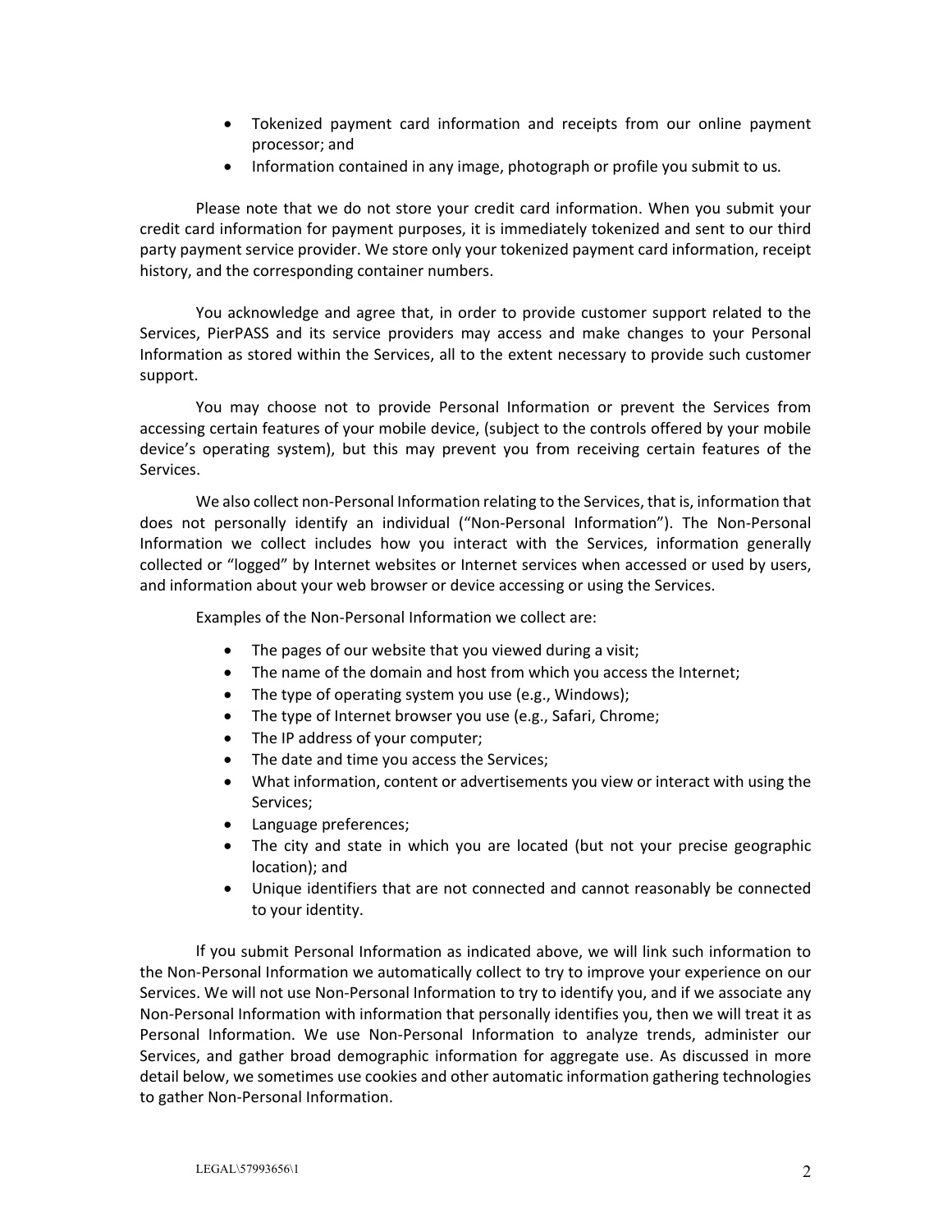- Tokenized payment card information and receipts from our online payment processor; and
- Information contained in any image, photograph or profile you submit to us.

Please note that we do not store your credit card information. When you submit your credit card information for payment purposes, it is immediately tokenized and sent to our third party payment service provider. We store only your tokenized payment card information, receipt history, and the corresponding container numbers.

You acknowledge and agree that, in order to provide customer support related to the Services, PierPASS and its service providers may access and make changes to your Personal Information as stored within the Services, all to the extent necessary to provide such customer support.

You may choose not to provide Personal Information or prevent the Services from accessing certain features of your mobile device, (subject to the controls offered by your mobile device's operating system), but this may prevent you from receiving certain features of the Services.

We also collect non-Personal Information relating to the Services, that is, information that does not personally identify an individual ("Non-Personal Information"). The Non-Personal Information we collect includes how you interact with the Services, information generally collected or "logged" by Internet websites or Internet services when accessed or used by users, and information about your web browser or device accessing or using the Services.

Examples of the Non-Personal Information we collect are:

- The pages of our website that you viewed during a visit;
- The name of the domain and host from which you access the Internet;
- The type of operating system you use (e.g., Windows);
- The type of Internet browser you use (e.g., Safari, Chrome;
- The IP address of your computer;
- The date and time you access the Services;
- What information, content or advertisements you view or interact with using the Services;
- Language preferences;
- The city and state in which you are located (but not your precise geographic location); and
- Unique identifiers that are not connected and cannot reasonably be connected to your identity.

If you submit Personal Information as indicated above, we will link such information to the Non-Personal Information we automatically collect to try to improve your experience on our Services. We will not use Non-Personal Information to try to identify you, and if we associate any Non-Personal Information with information that personally identifies you, then we will treat it as Personal Information. We use Non-Personal Information to analyze trends, administer our Services, and gather broad demographic information for aggregate use. As discussed in more detail below, we sometimes use cookies and other automatic information gathering technologies to gather Non-Personal Information.

LEGAL\57993656\1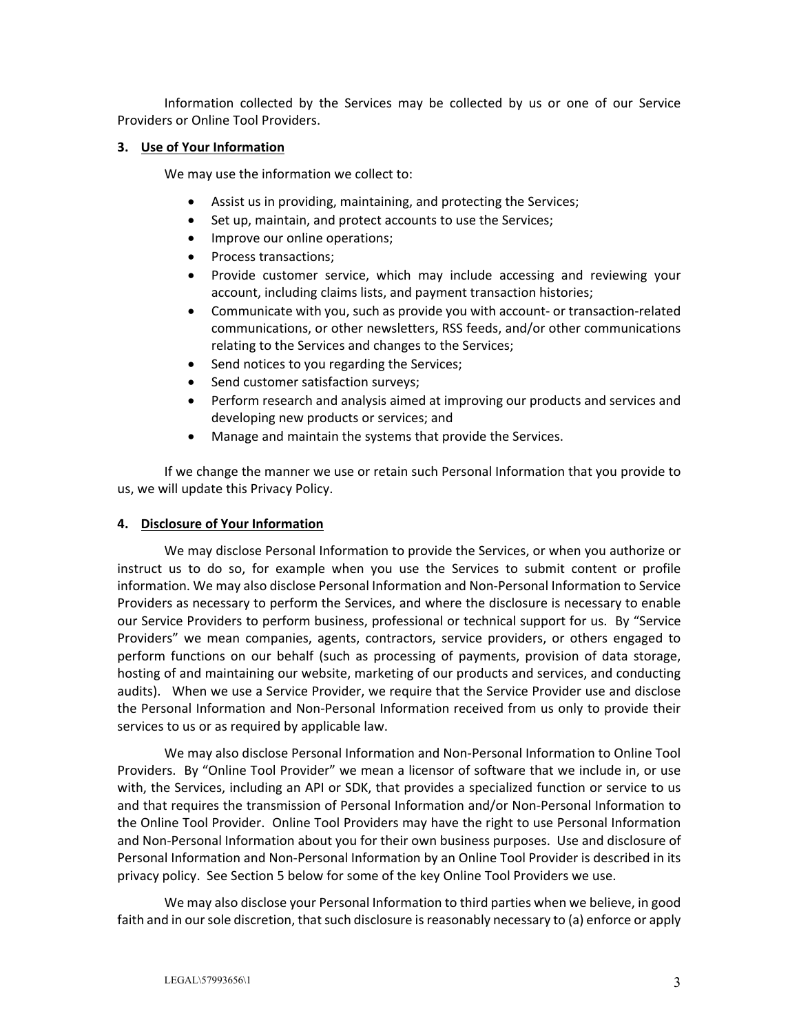Information collected by the Services may be collected by us or one of our Service Providers or Online Tool Providers.

**3. Use of Your Information**

We may use the information we collect to:

- Assist us in providing, maintaining, and protecting the Services;
- Set up, maintain, and protect accounts to use the Services;
- Improve our online operations;
- Process transactions;
- Provide customer service, which may include accessing and reviewing your account, including claims lists, and payment transaction histories;
- Communicate with you, such as provide you with account- or transaction-related communications, or other newsletters, RSS feeds, and/or other communications relating to the Services and changes to the Services;
- Send notices to you regarding the Services;
- Send customer satisfaction surveys;
- Perform research and analysis aimed at improving our products and services and developing new products or services; and
- Manage and maintain the systems that provide the Services.

If we change the manner we use or retain such Personal Information that you provide to us, we will update this Privacy Policy.

**4. Disclosure of Your Information**

We may disclose Personal Information to provide the Services, or when you authorize or instruct us to do so, for example when you use the Services to submit content or profile information. We may also disclose Personal Information and Non-Personal Information to Service Providers as necessary to perform the Services, and where the disclosure is necessary to enable our Service Providers to perform business, professional or technical support for us. By "Service Providers" we mean companies, agents, contractors, service providers, or others engaged to perform functions on our behalf (such as processing of payments, provision of data storage, hosting of and maintaining our website, marketing of our products and services, and conducting audits). When we use a Service Provider, we require that the Service Provider use and disclose the Personal Information and Non-Personal Information received from us only to provide their services to us or as required by applicable law.

We may also disclose Personal Information and Non-Personal Information to Online Tool Providers. By "Online Tool Provider" we mean a licensor of software that we include in, or use with, the Services, including an API or SDK, that provides a specialized function or service to us and that requires the transmission of Personal Information and/or Non-Personal Information to the Online Tool Provider. Online Tool Providers may have the right to use Personal Information and Non-Personal Information about you for their own business purposes. Use and disclosure of Personal Information and Non-Personal Information by an Online Tool Provider is described in its privacy policy. See Section 5 below for some of the key Online Tool Providers we use.

We may also disclose your Personal Information to third parties when we believe, in good faith and in our sole discretion, that such disclosure is reasonably necessary to (a) enforce or apply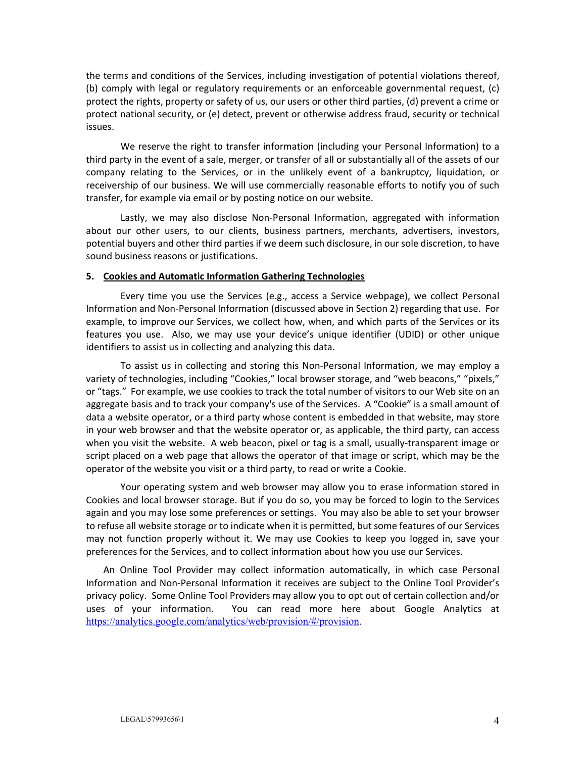the terms and conditions of the Services, including investigation of potential violations thereof, (b) comply with legal or regulatory requirements or an enforceable governmental request, (c) protect the rights, property or safety of us, our users or other third parties, (d) prevent a crime or protect national security, or (e) detect, prevent or otherwise address fraud, security or technical issues.

We reserve the right to transfer information (including your Personal Information) to a third party in the event of a sale, merger, or transfer of all or substantially all of the assets of our company relating to the Services, or in the unlikely event of a bankruptcy, liquidation, or receivership of our business. We will use commercially reasonable efforts to notify you of such transfer, for example via email or by posting notice on our website.

Lastly, we may also disclose Non-Personal Information, aggregated with information about our other users, to our clients, business partners, merchants, advertisers, investors, potential buyers and other third parties if we deem such disclosure, in our sole discretion, to have sound business reasons or justifications.

**5. Cookies and Automatic Information Gathering Technologies**

Every time you use the Services (e.g., access a Service webpage), we collect Personal Information and Non-Personal Information (discussed above in Section 2) regarding that use. For example, to improve our Services, we collect how, when, and which parts of the Services or its features you use. Also, we may use your device's unique identifier (UDID) or other unique identifiers to assist us in collecting and analyzing this data.

To assist us in collecting and storing this Non-Personal Information, we may employ a variety of technologies, including "Cookies," local browser storage, and "web beacons," "pixels," or "tags." For example, we use cookies to track the total number of visitors to our Web site on an aggregate basis and to track your company's use of the Services. A "Cookie" is a small amount of data a website operator, or a third party whose content is embedded in that website, may store in your web browser and that the website operator or, as applicable, the third party, can access when you visit the website. A web beacon, pixel or tag is a small, usually-transparent image or script placed on a web page that allows the operator of that image or script, which may be the operator of the website you visit or a third party, to read or write a Cookie.

Your operating system and web browser may allow you to erase information stored in Cookies and local browser storage. But if you do so, you may be forced to login to the Services again and you may lose some preferences or settings. You may also be able to set your browser to refuse all website storage or to indicate when it is permitted, but some features of our Services may not function properly without it. We may use Cookies to keep you logged in, save your preferences for the Services, and to collect information about how you use our Services.

An Online Tool Provider may collect information automatically, in which case Personal Information and Non-Personal Information it receives are subject to the Online Tool Provider's privacy policy. Some Online Tool Providers may allow you to opt out of certain collection and/or uses of your information. You can read more here about Google Analytics at https://analytics.google.com/analytics/web/provision/#/provision.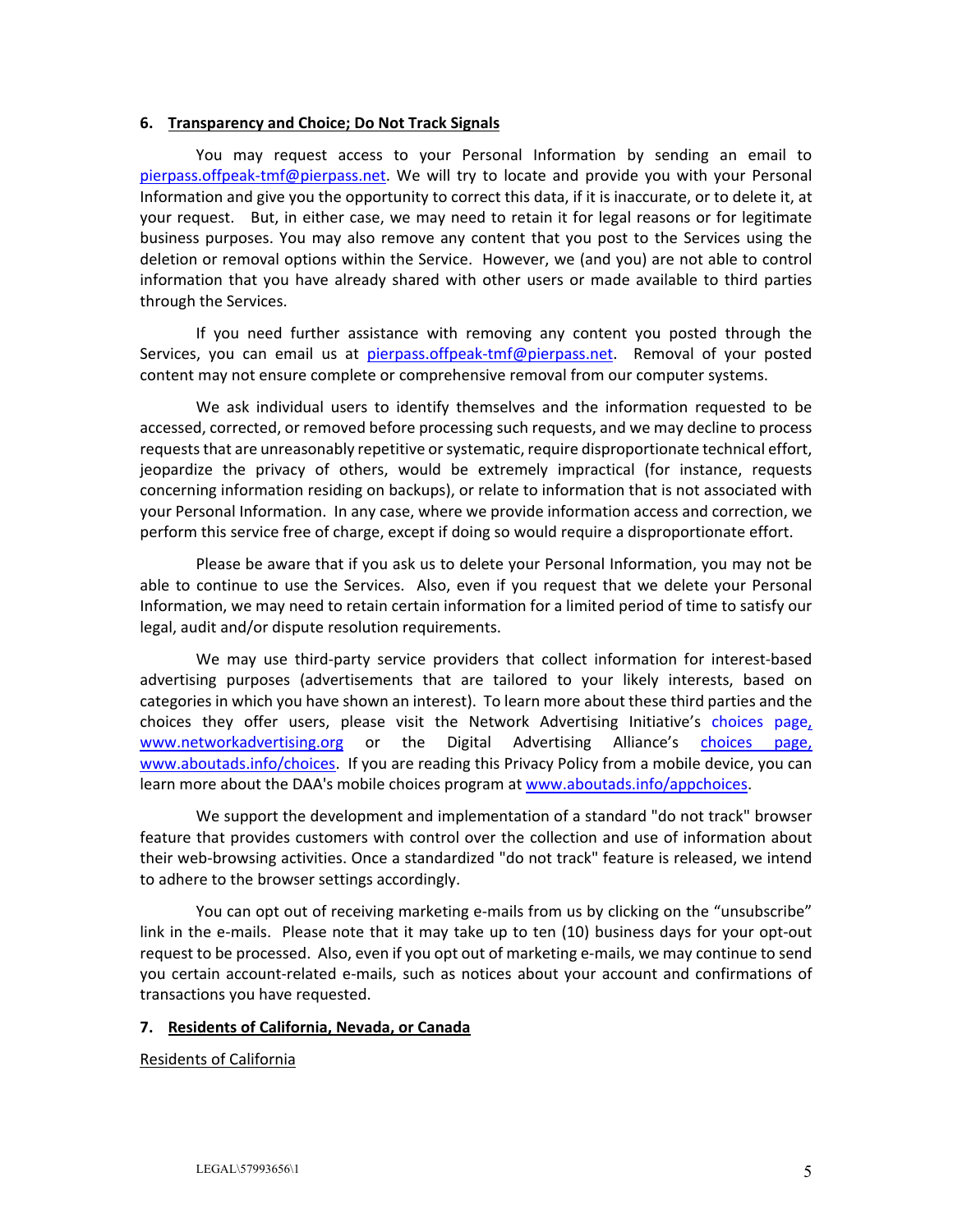**6. Transparency and Choice; Do Not Track Signals**

You may request access to your Personal Information by sending an email to pierpass.offpeak-tmf@pierpass.net. We will try to locate and provide you with your Personal Information and give you the opportunity to correct this data, if it is inaccurate, or to delete it, at your request. But, in either case, we may need to retain it for legal reasons or for legitimate business purposes. You may also remove any content that you post to the Services using the deletion or removal options within the Service. However, we (and you) are not able to control information that you have already shared with other users or made available to third parties through the Services.

If you need further assistance with removing any content you posted through the Services, you can email us at pierpass.offpeak-tmf@pierpass.net. Removal of your posted content may not ensure complete or comprehensive removal from our computer systems.

We ask individual users to identify themselves and the information requested to be accessed, corrected, or removed before processing such requests, and we may decline to process requests that are unreasonably repetitive or systematic, require disproportionate technical effort, jeopardize the privacy of others, would be extremely impractical (for instance, requests concerning information residing on backups), or relate to information that is not associated with your Personal Information. In any case, where we provide information access and correction, we perform this service free of charge, except if doing so would require a disproportionate effort.

Please be aware that if you ask us to delete your Personal Information, you may not be able to continue to use the Services. Also, even if you request that we delete your Personal Information, we may need to retain certain information for a limited period of time to satisfy our legal, audit and/or dispute resolution requirements.

We may use third-party service providers that collect information for interest-based advertising purposes (advertisements that are tailored to your likely interests, based on categories in which you have shown an interest). To learn more about these third parties and the choices they offer users, please visit the Network Advertising Initiative's choices page, www.networkadvertising.org or the Digital Advertising Alliance's choices page, www.aboutads.info/choices. If you are reading this Privacy Policy from a mobile device, you can learn more about the DAA's mobile choices program at www.aboutads.info/appchoices.

We support the development and implementation of a standard "do not track" browser feature that provides customers with control over the collection and use of information about their web-browsing activities. Once a standardized "do not track" feature is released, we intend to adhere to the browser settings accordingly.

You can opt out of receiving marketing e-mails from us by clicking on the "unsubscribe" link in the e-mails. Please note that it may take up to ten (10) business days for your opt-out request to be processed. Also, even if you opt out of marketing e-mails, we may continue to send you certain account-related e-mails, such as notices about your account and confirmations of transactions you have requested.

**7. Residents of California, Nevada, or Canada**

Residents of California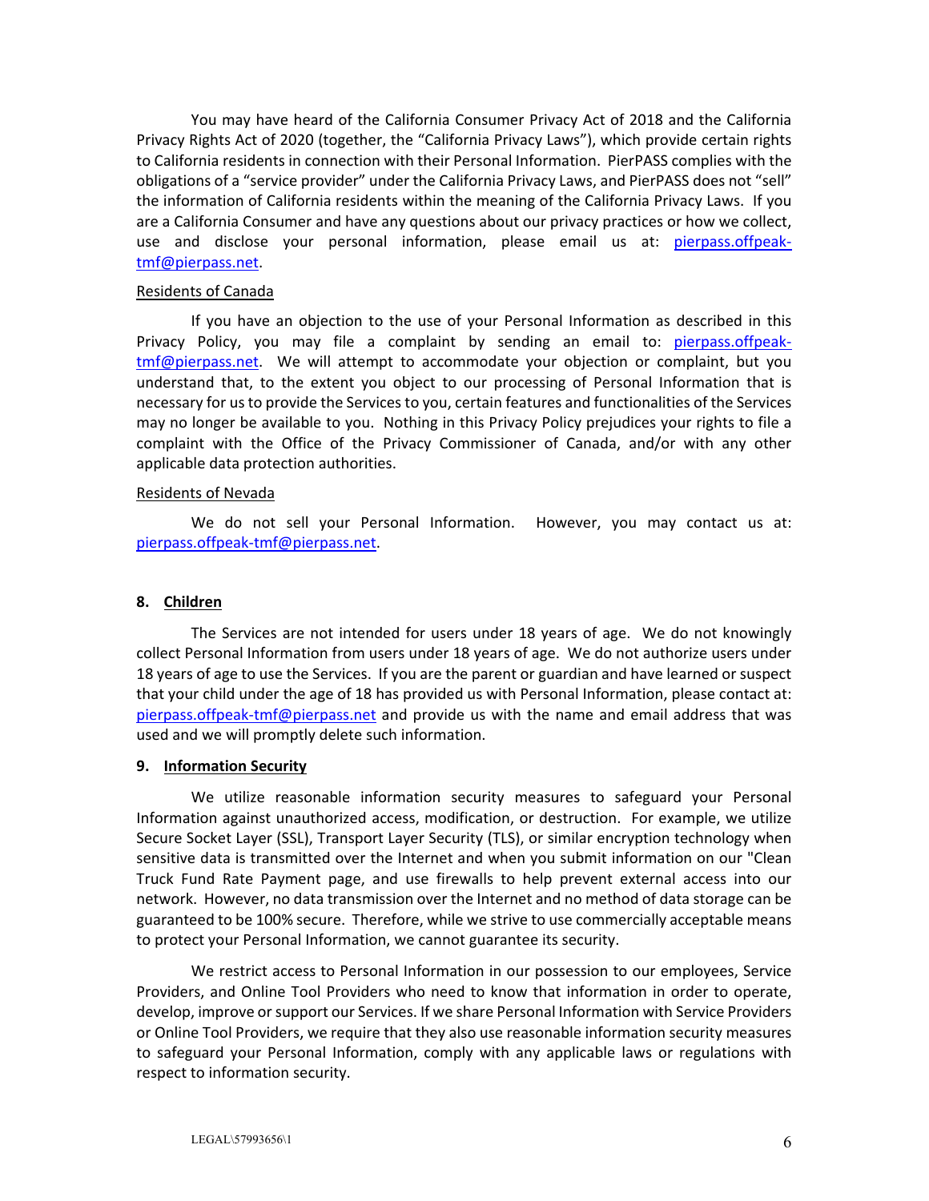You may have heard of the California Consumer Privacy Act of 2018 and the California Privacy Rights Act of 2020 (together, the "California Privacy Laws"), which provide certain rights to California residents in connection with their Personal Information. PierPASS complies with the obligations of a "service provider" under the California Privacy Laws, and PierPASS does not "sell" the information of California residents within the meaning of the California Privacy Laws. If you are a California Consumer and have any questions about our privacy practices or how we collect, use and disclose your personal information, please email us at: pierpass.offpeak-tmf@pierpass.net.

Residents of Canada

If you have an objection to the use of your Personal Information as described in this Privacy Policy, you may file a complaint by sending an email to: pierpass.offpeak-tmf@pierpass.net. We will attempt to accommodate your objection or complaint, but you understand that, to the extent you object to our processing of Personal Information that is necessary for us to provide the Services to you, certain features and functionalities of the Services may no longer be available to you. Nothing in this Privacy Policy prejudices your rights to file a complaint with the Office of the Privacy Commissioner of Canada, and/or with any other applicable data protection authorities.

Residents of Nevada

We do not sell your Personal Information. However, you may contact us at: pierpass.offpeak-tmf@pierpass.net.

## 8. Children

The Services are not intended for users under 18 years of age. We do not knowingly collect Personal Information from users under 18 years of age. We do not authorize users under 18 years of age to use the Services. If you are the parent or guardian and have learned or suspect that your child under the age of 18 has provided us with Personal Information, please contact at: pierpass.offpeak-tmf@pierpass.net and provide us with the name and email address that was used and we will promptly delete such information.

## 9. Information Security

We utilize reasonable information security measures to safeguard your Personal Information against unauthorized access, modification, or destruction. For example, we utilize Secure Socket Layer (SSL), Transport Layer Security (TLS), or similar encryption technology when sensitive data is transmitted over the Internet and when you submit information on our "Clean Truck Fund Rate Payment page, and use firewalls to help prevent external access into our network. However, no data transmission over the Internet and no method of data storage can be guaranteed to be 100% secure. Therefore, while we strive to use commercially acceptable means to protect your Personal Information, we cannot guarantee its security.

We restrict access to Personal Information in our possession to our employees, Service Providers, and Online Tool Providers who need to know that information in order to operate, develop, improve or support our Services. If we share Personal Information with Service Providers or Online Tool Providers, we require that they also use reasonable information security measures to safeguard your Personal Information, comply with any applicable laws or regulations with respect to information security.

LEGAL\57993656\1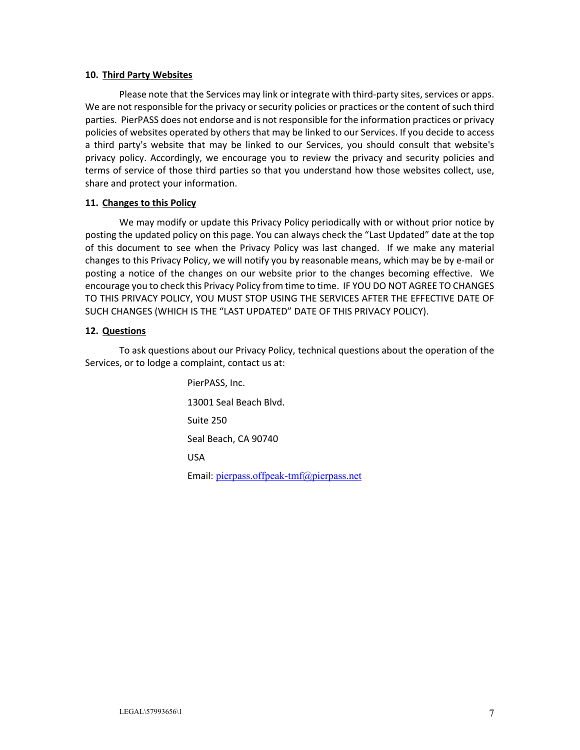**10. Third Party Websites**

Please note that the Services may link or integrate with third-party sites, services or apps. We are not responsible for the privacy or security policies or practices or the content of such third parties. PierPASS does not endorse and is not responsible for the information practices or privacy policies of websites operated by others that may be linked to our Services. If you decide to access a third party's website that may be linked to our Services, you should consult that website's privacy policy. Accordingly, we encourage you to review the privacy and security policies and terms of service of those third parties so that you understand how those websites collect, use, share and protect your information.

**11. Changes to this Policy**

We may modify or update this Privacy Policy periodically with or without prior notice by posting the updated policy on this page. You can always check the "Last Updated" date at the top of this document to see when the Privacy Policy was last changed. If we make any material changes to this Privacy Policy, we will notify you by reasonable means, which may be by e-mail or posting a notice of the changes on our website prior to the changes becoming effective. We encourage you to check this Privacy Policy from time to time. IF YOU DO NOT AGREE TO CHANGES TO THIS PRIVACY POLICY, YOU MUST STOP USING THE SERVICES AFTER THE EFFECTIVE DATE OF SUCH CHANGES (WHICH IS THE "LAST UPDATED" DATE OF THIS PRIVACY POLICY).

**12. Questions**

To ask questions about our Privacy Policy, technical questions about the operation of the Services, or to lodge a complaint, contact us at:

PierPASS, Inc.

13001 Seal Beach Blvd.

Suite 250

Seal Beach, CA 90740

USA

Email: pierpass.offpeak-tmf@pierpass.net

LEGAL\57993656\1